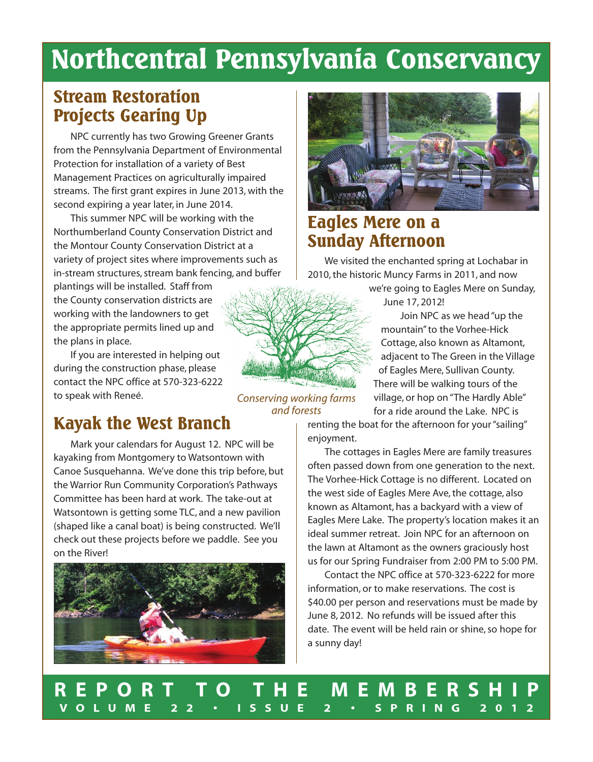# Northcentral Pennsylvania Conservancy

## Stream Restoration Projects Gearing Up

NPC currently has two Growing Greener Grants from the Pennsylvania Department of Environmental Protection for installation of a variety of Best Management Practices on agriculturally impaired streams. The first grant expires in June 2013, with the second expiring a year later, in June 2014.

This summer NPC will be working with the Northumberland County Conservation District and the Montour County Conservation District at a variety of project sites where improvements such as in-stream structures, stream bank fencing, and buffer plantings will be installed. Staff from the County conservation districts are working with the landowners to get the appropriate permits lined up and the plans in place.

If you are interested in helping out during the construction phase, please contact the NPC office at 570-323-6222 to speak with Reneé.

*Conserving working farms and forests*

## Kayak the West Branch

Mark your calendars for August 12. NPC will be kayaking from Montgomery to Watsontown with Canoe Susquehanna. We've done this trip before, but the Warrior Run Community Corporation's Pathways Committee has been hard at work. The take-out at Watsontown is getting some TLC, and a new pavilion (shaped like a canal boat) is being constructed. We'll check out these projects before we paddle. See you on the River!

## Eagles Mere on a Sunday Afternoon

We visited the enchanted spring at Lochabar in 2010, the historic Muncy Farms in 2011, and now we're going to Eagles Mere on Sunday, June 17, 2012!

Join NPC as we head "up the mountain" to the Vorhee-Hick Cottage, also known as Altamont, adjacent to The Green in the Village of Eagles Mere, Sullivan County. There will be walking tours of the village, or hop on "The Hardly Able" for a ride around the Lake. NPC is renting the boat for the afternoon for your "sailing" enjoyment.

The cottages in Eagles Mere are family treasures often passed down from one generation to the next. The Vorhee-Hick Cottage is no different. Located on the west side of Eagles Mere Ave, the cottage, also known as Altamont, has a backyard with a view of Eagles Mere Lake. The property's location makes it an ideal summer retreat. Join NPC for an afternoon on the lawn at Altamont as the owners graciously host us for our Spring Fundraiser from 2:00 PM to 5:00 PM.

Contact the NPC office at 570-323-6222 for more information, or to make reservations. The cost is $40.00 per person and reservations must be made by June 8, 2012. No refunds will be issued after this date. The event will be held rain or shine, so hope for a sunny day!

**REPORT TO THE MEMBERSHIP**

**VOLUME 22 • ISSUE 2 • SPRING 2012**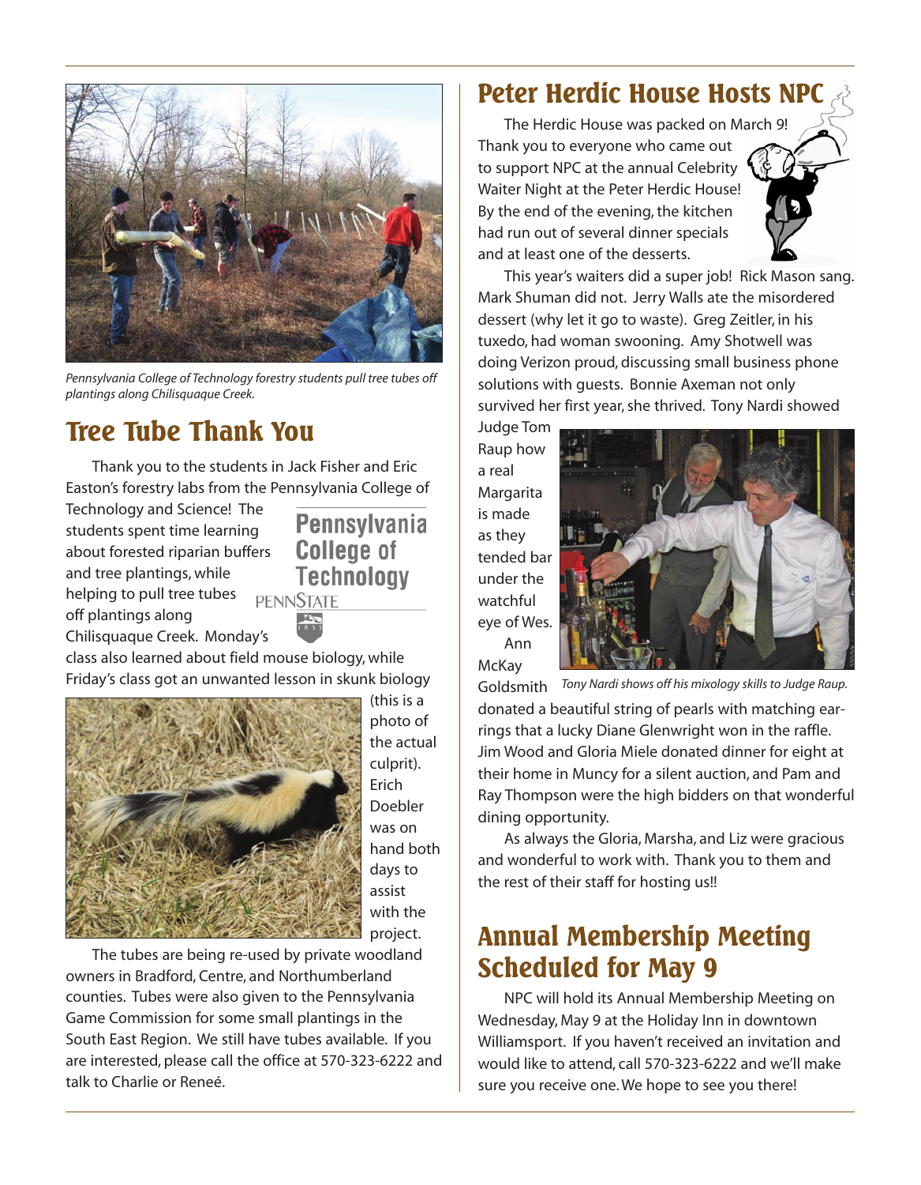*Pennsylvania College of Technology forestry students pull tree tubes off plantings along Chilisquaque Creek.*

## Tree Tube Thank You

Thank you to the students in Jack Fisher and Eric Easton's forestry labs from the Pennsylvania College of Technology and Science! The students spent time learning about forested riparian buffers and tree plantings, while helping to pull tree tubes off plantings along Chilisquaque Creek. Monday's class also learned about field mouse biology, while Friday's class got an unwanted lesson in skunk biology (this is a photo of the actual culprit). Erich Doebler was on hand both days to assist with the project.

Pennsylvania College of Technology
PENNSTATE

The tubes are being re-used by private woodland owners in Bradford, Centre, and Northumberland counties. Tubes were also given to the Pennsylvania Game Commission for some small plantings in the South East Region. We still have tubes available. If you are interested, please call the office at 570-323-6222 and talk to Charlie or Reneé.

## Peter Herdic House Hosts NPC

The Herdic House was packed on March 9! Thank you to everyone who came out to support NPC at the annual Celebrity Waiter Night at the Peter Herdic House! By the end of the evening, the kitchen had run out of several dinner specials and at least one of the desserts.

This year's waiters did a super job! Rick Mason sang. Mark Shuman did not. Jerry Walls ate the misordered dessert (why let it go to waste). Greg Zeitler, in his tuxedo, had woman swooning. Amy Shotwell was doing Verizon proud, discussing small business phone solutions with guests. Bonnie Axeman not only survived her first year, she thrived. Tony Nardi showed Judge Tom Raup how a real Margarita is made as they tended bar under the watchful eye of Wes.

*Tony Nardi shows off his mixology skills to Judge Raup.*

Ann McKay Goldsmith donated a beautiful string of pearls with matching earrings that a lucky Diane Glenwright won in the raffle. Jim Wood and Gloria Miele donated dinner for eight at their home in Muncy for a silent auction, and Pam and Ray Thompson were the high bidders on that wonderful dining opportunity.

As always the Gloria, Marsha, and Liz were gracious and wonderful to work with. Thank you to them and the rest of their staff for hosting us!!

## Annual Membership Meeting Scheduled for May 9

NPC will hold its Annual Membership Meeting on Wednesday, May 9 at the Holiday Inn in downtown Williamsport. If you haven't received an invitation and would like to attend, call 570-323-6222 and we'll make sure you receive one. We hope to see you there!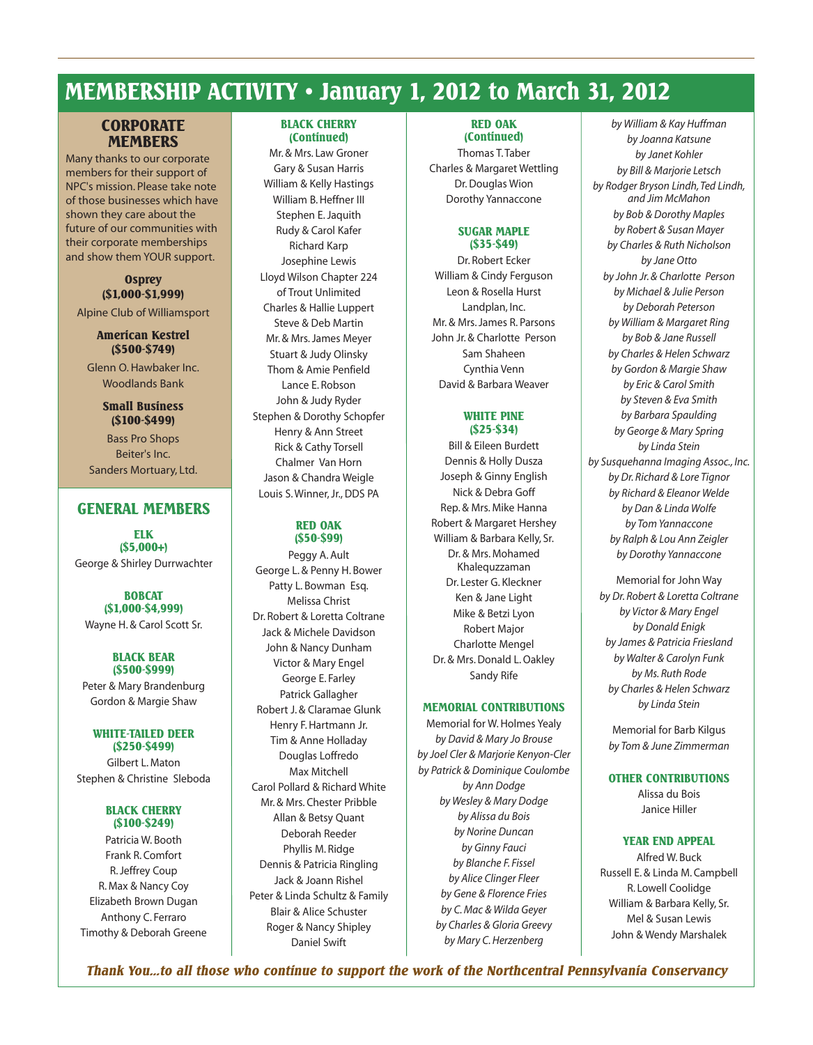# MEMBERSHIP ACTIVITY • January 1, 2012 to March 31, 2012

## CORPORATE MEMBERS

Many thanks to our corporate members for their support of NPC's mission. Please take note of those businesses which have shown they care about the future of our communities with their corporate memberships and show them YOUR support.

### Osprey ($1,000-$1,999)

Alpine Club of Williamsport

### American Kestrel ($500-$749)

Glenn O. Hawbaker Inc.
Woodlands Bank

### Small Business ($100-$499)

Bass Pro Shops
Beiter's Inc.
Sanders Mortuary, Ltd.

## GENERAL MEMBERS

### ELK ($5,000+)

George & Shirley Durrwachter

### BOBCAT ($1,000-$4,999)

Wayne H. & Carol Scott Sr.

### BLACK BEAR ($500-$999)

Peter & Mary Brandenburg
Gordon & Margie Shaw

### WHITE-TAILED DEER ($250-$499)

Gilbert L. Maton
Stephen & Christine Sleboda

### BLACK CHERRY ($100-$249)

Patricia W. Booth
Frank R. Comfort
R. Jeffrey Coup
R. Max & Nancy Coy
Elizabeth Brown Dugan
Anthony C. Ferraro
Timothy & Deborah Greene
Mr. & Mrs. Law Groner
Gary & Susan Harris
William & Kelly Hastings
William B. Heffner III
Stephen E. Jaquith
Rudy & Carol Kafer
Richard Karp
Josephine Lewis
Lloyd Wilson Chapter 224 of Trout Unlimited
Charles & Hallie Luppert
Steve & Deb Martin
Mr. & Mrs. James Meyer
Stuart & Judy Olinsky
Thom & Amie Penfield
Lance E. Robson
John & Judy Ryder
Stephen & Dorothy Schopfer
Henry & Ann Street
Rick & Cathy Torsell
Chalmer Van Horn
Jason & Chandra Weigle
Louis S. Winner, Jr., DDS PA

### RED OAK ($50-$99)

Peggy A. Ault
George L. & Penny H. Bower
Patty L. Bowman Esq.
Melissa Christ
Dr. Robert & Loretta Coltrane
Jack & Michele Davidson
John & Nancy Dunham
Victor & Mary Engel
George E. Farley
Patrick Gallagher
Robert J. & Claramae Glunk
Henry F. Hartmann Jr.
Tim & Anne Holladay
Douglas Loffredo
Max Mitchell
Carol Pollard & Richard White
Mr. & Mrs. Chester Pribble
Allan & Betsy Quant
Deborah Reeder
Phyllis M. Ridge
Dennis & Patricia Ringling
Jack & Joann Rishel
Peter & Linda Schultz & Family
Blair & Alice Schuster
Roger & Nancy Shipley
Daniel Swift
Thomas T. Taber
Charles & Margaret Wettling
Dr. Douglas Wion
Dorothy Yannaccone

### SUGAR MAPLE ($35-$49)

Dr. Robert Ecker
William & Cindy Ferguson
Leon & Rosella Hurst
Landplan, Inc.
Mr. & Mrs. James R. Parsons
John Jr. & Charlotte Person
Sam Shaheen
Cynthia Venn
David & Barbara Weaver

### WHITE PINE ($25-$34)

Bill & Eileen Burdett
Dennis & Holly Dusza
Joseph & Ginny English
Nick & Debra Goff
Rep. & Mrs. Mike Hanna
Robert & Margaret Hershey
William & Barbara Kelly, Sr.
Dr. & Mrs. Mohamed Khalequzzaman
Dr. Lester G. Kleckner
Ken & Jane Light
Mike & Betzi Lyon
Robert Major
Charlotte Mengel
Dr. & Mrs. Donald L. Oakley
Sandy Rife

### MEMORIAL CONTRIBUTIONS

Memorial for W. Holmes Yealy
*by David & Mary Jo Brouse*
*by Joel Cler & Marjorie Kenyon-Cler*
*by Patrick & Dominique Coulombe*
*by Ann Dodge*
*by Wesley & Mary Dodge*
*by Alissa du Bois*
*by Norine Duncan*
*by Ginny Fauci*
*by Blanche F. Fissel*
*by Alice Clinger Fleer*
*by Gene & Florence Fries*
*by C. Mac & Wilda Geyer*
*by Charles & Gloria Greevy*
*by Mary C. Herzenberg*
*by William & Kay Huffman*
*by Joanna Katsune*
*by Janet Kohler*
*by Bill & Marjorie Letsch*
*by Rodger Bryson Lindh, Ted Lindh, and Jim McMahon*
*by Bob & Dorothy Maples*
*by Robert & Susan Mayer*
*by Charles & Ruth Nicholson*
*by Jane Otto*
*by John Jr. & Charlotte Person*
*by Michael & Julie Person*
*by Deborah Peterson*
*by William & Margaret Ring*
*by Bob & Jane Russell*
*by Charles & Helen Schwarz*
*by Gordon & Margie Shaw*
*by Eric & Carol Smith*
*by Steven & Eva Smith*
*by Barbara Spaulding*
*by George & Mary Spring*
*by Linda Stein*
*by Susquehanna Imaging Assoc., Inc.*
*by Dr. Richard & Lore Tignor*
*by Richard & Eleanor Welde*
*by Dan & Linda Wolfe*
*by Tom Yannaccone*
*by Ralph & Lou Ann Zeigler*
*by Dorothy Yannaccone*

Memorial for John Way
*by Dr. Robert & Loretta Coltrane*
*by Victor & Mary Engel*
*by Donald Enigk*
*by James & Patricia Friesland*
*by Walter & Carolyn Funk*
*by Ms. Ruth Rode*
*by Charles & Helen Schwarz*
*by Linda Stein*

Memorial for Barb Kilgus
*by Tom & June Zimmerman*

### OTHER CONTRIBUTIONS

Alissa du Bois
Janice Hiller

### YEAR END APPEAL

Alfred W. Buck
Russell E. & Linda M. Campbell
R. Lowell Coolidge
William & Barbara Kelly, Sr.
Mel & Susan Lewis
John & Wendy Marshalek

***Thank You...to all those who continue to support the work of the Northcentral Pennsylvania Conservancy***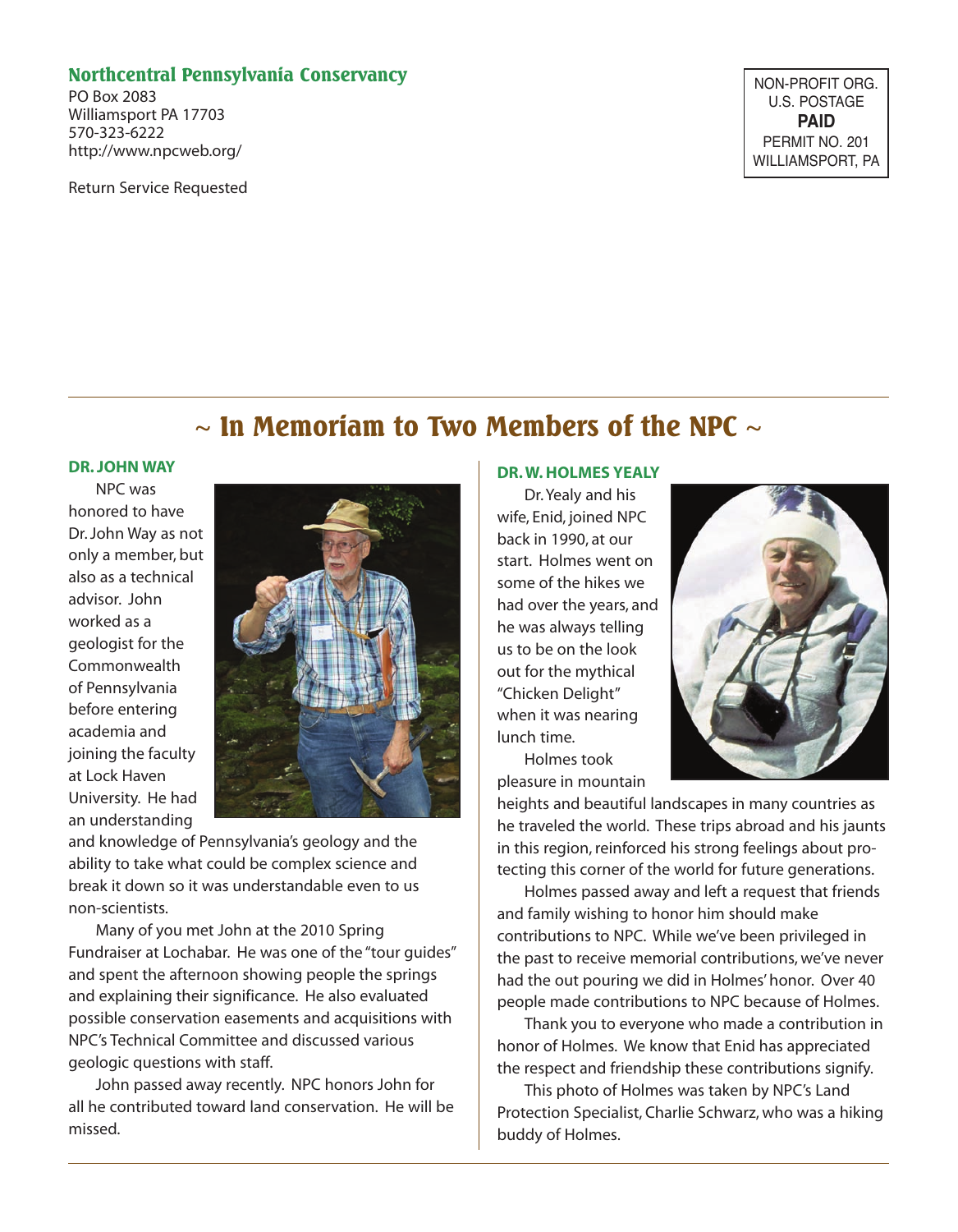**Northcentral Pennsylvania Conservancy**
PO Box 2083
Williamsport PA 17703
570-323-6222
http://www.npcweb.org/

Return Service Requested

NON-PROFIT ORG.
U.S. POSTAGE
**PAID**
PERMIT NO. 201
WILLIAMSPORT, PA

## ~ In Memoriam to Two Members of the NPC ~

### DR. JOHN WAY

NPC was honored to have Dr. John Way as not only a member, but also as a technical advisor. John worked as a geologist for the Commonwealth of Pennsylvania before entering academia and joining the faculty at Lock Haven University. He had an understanding and knowledge of Pennsylvania's geology and the ability to take what could be complex science and break it down so it was understandable even to us non-scientists.

Many of you met John at the 2010 Spring Fundraiser at Lochabar. He was one of the "tour guides" and spent the afternoon showing people the springs and explaining their significance. He also evaluated possible conservation easements and acquisitions with NPC's Technical Committee and discussed various geologic questions with staff.

John passed away recently. NPC honors John for all he contributed toward land conservation. He will be missed.

### DR. W. HOLMES YEALY

Dr. Yealy and his wife, Enid, joined NPC back in 1990, at our start. Holmes went on some of the hikes we had over the years, and he was always telling us to be on the look out for the mythical "Chicken Delight" when it was nearing lunch time.

Holmes took pleasure in mountain heights and beautiful landscapes in many countries as he traveled the world. These trips abroad and his jaunts in this region, reinforced his strong feelings about protecting this corner of the world for future generations.

Holmes passed away and left a request that friends and family wishing to honor him should make contributions to NPC. While we've been privileged in the past to receive memorial contributions, we've never had the out pouring we did in Holmes' honor. Over 40 people made contributions to NPC because of Holmes.

Thank you to everyone who made a contribution in honor of Holmes. We know that Enid has appreciated the respect and friendship these contributions signify.

This photo of Holmes was taken by NPC's Land Protection Specialist, Charlie Schwarz, who was a hiking buddy of Holmes.